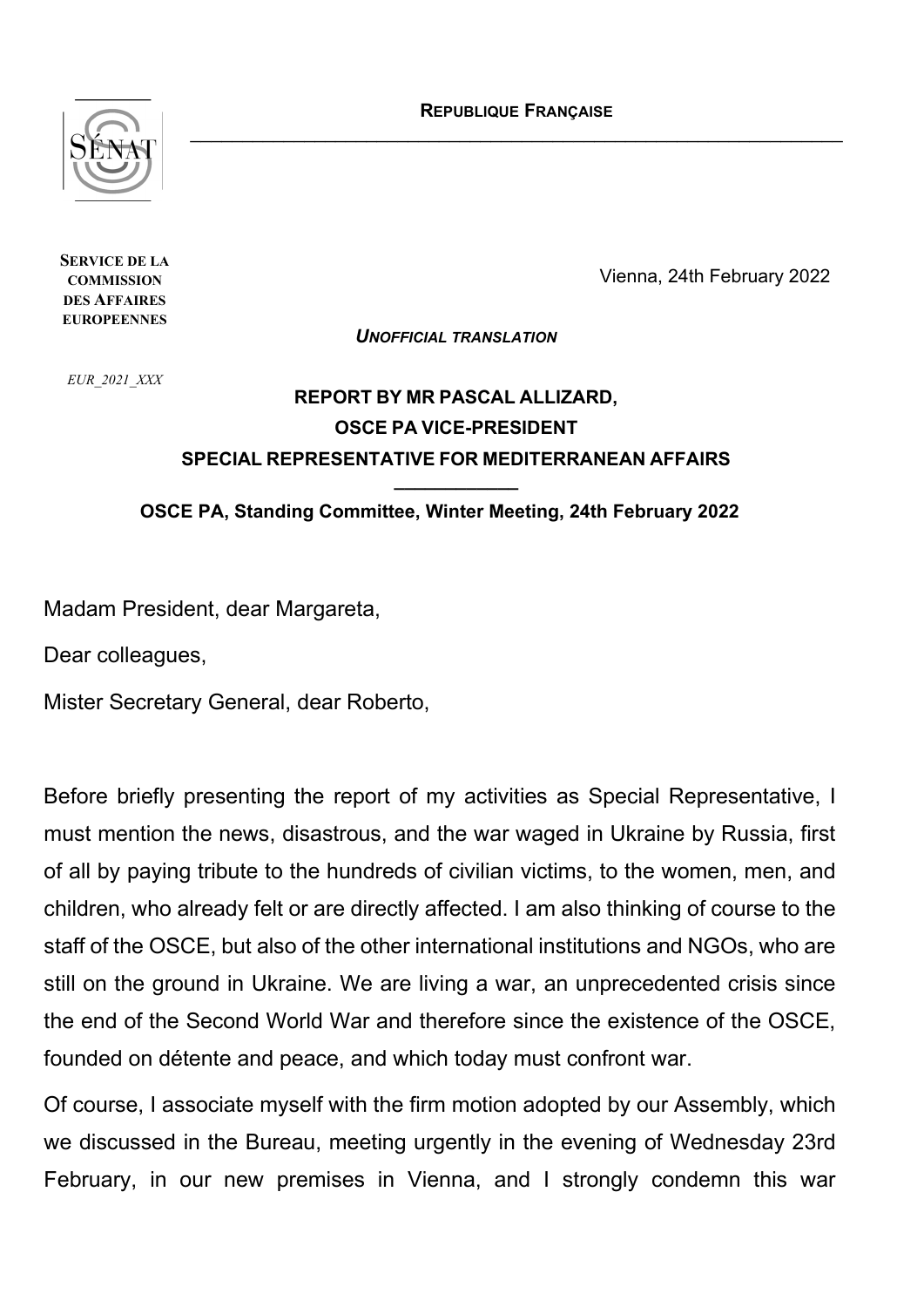**REPUBLIQUE FRANÇAISE**

**SERVICE DE LA COMMISSION DES AFFAIRES EUROPEENNES**

*EUR_2021_XXX*

Vienna, 24th February 2022

***UNOFFICIAL TRANSLATION***

**REPORT BY MR PASCAL ALLIZARD,**
**OSCE PA VICE-PRESIDENT**
**SPECIAL REPRESENTATIVE FOR MEDITERRANEAN AFFAIRS**

**OSCE PA, Standing Committee, Winter Meeting, 24th February 2022**

Madam President, dear Margareta,

Dear colleagues,

Mister Secretary General, dear Roberto,

Before briefly presenting the report of my activities as Special Representative, I must mention the news, disastrous, and the war waged in Ukraine by Russia, first of all by paying tribute to the hundreds of civilian victims, to the women, men, and children, who already felt or are directly affected. I am also thinking of course to the staff of the OSCE, but also of the other international institutions and NGOs, who are still on the ground in Ukraine. We are living a war, an unprecedented crisis since the end of the Second World War and therefore since the existence of the OSCE, founded on détente and peace, and which today must confront war.

Of course, I associate myself with the firm motion adopted by our Assembly, which we discussed in the Bureau, meeting urgently in the evening of Wednesday 23rd February, in our new premises in Vienna, and I strongly condemn this war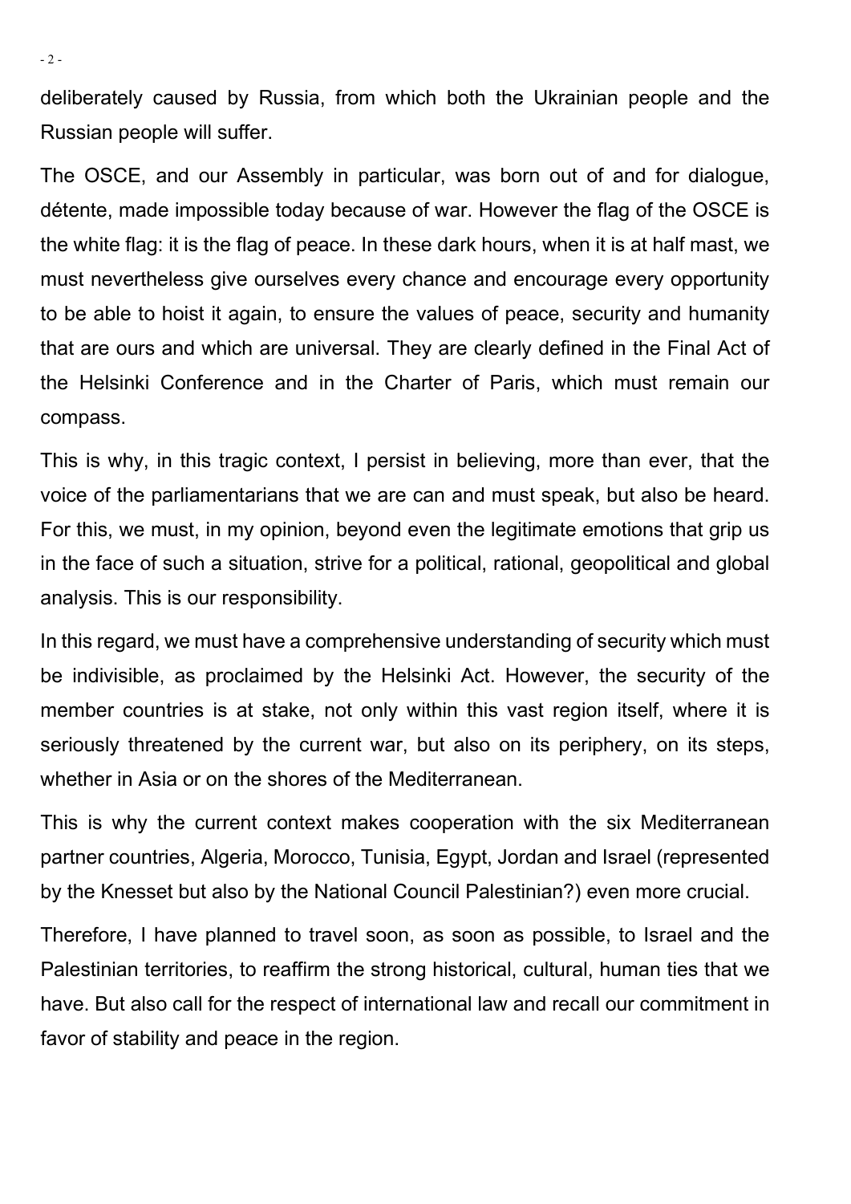deliberately caused by Russia, from which both the Ukrainian people and the Russian people will suffer.

The OSCE, and our Assembly in particular, was born out of and for dialogue, détente, made impossible today because of war. However the flag of the OSCE is the white flag: it is the flag of peace. In these dark hours, when it is at half mast, we must nevertheless give ourselves every chance and encourage every opportunity to be able to hoist it again, to ensure the values of peace, security and humanity that are ours and which are universal. They are clearly defined in the Final Act of the Helsinki Conference and in the Charter of Paris, which must remain our compass.

This is why, in this tragic context, I persist in believing, more than ever, that the voice of the parliamentarians that we are can and must speak, but also be heard. For this, we must, in my opinion, beyond even the legitimate emotions that grip us in the face of such a situation, strive for a political, rational, geopolitical and global analysis. This is our responsibility.

In this regard, we must have a comprehensive understanding of security which must be indivisible, as proclaimed by the Helsinki Act. However, the security of the member countries is at stake, not only within this vast region itself, where it is seriously threatened by the current war, but also on its periphery, on its steps, whether in Asia or on the shores of the Mediterranean.

This is why the current context makes cooperation with the six Mediterranean partner countries, Algeria, Morocco, Tunisia, Egypt, Jordan and Israel (represented by the Knesset but also by the National Council Palestinian?) even more crucial.

Therefore, I have planned to travel soon, as soon as possible, to Israel and the Palestinian territories, to reaffirm the strong historical, cultural, human ties that we have. But also call for the respect of international law and recall our commitment in favor of stability and peace in the region.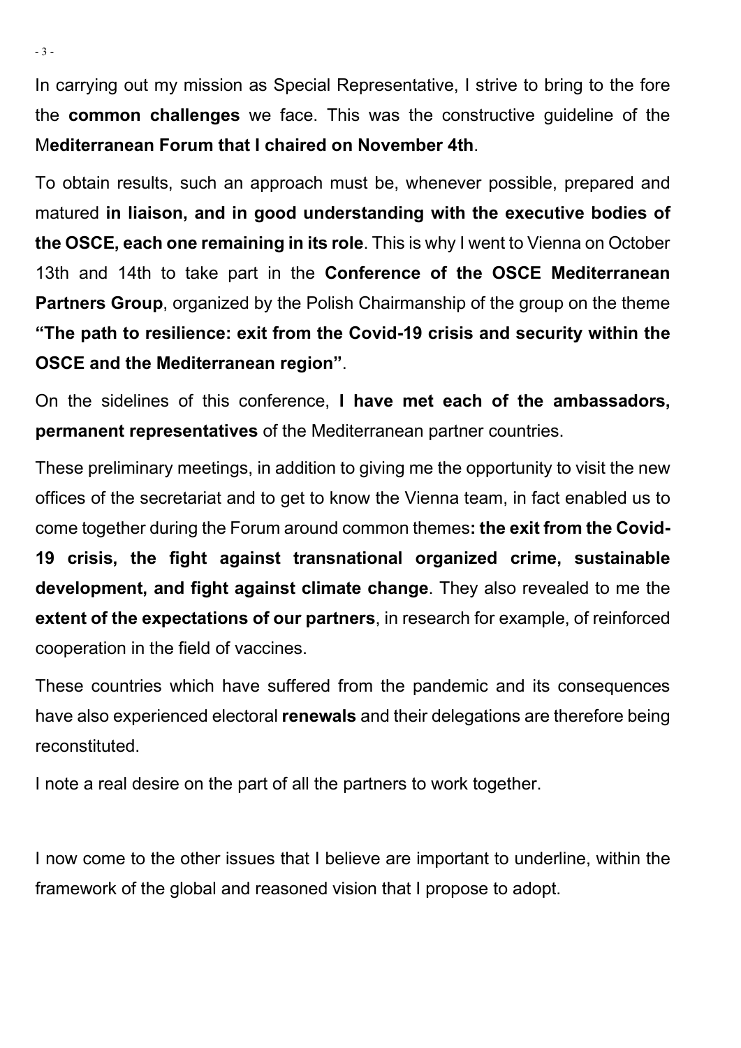In carrying out my mission as Special Representative, I strive to bring to the fore the **common challenges** we face. This was the constructive guideline of the M**editerranean Forum that I chaired on November 4th**.

To obtain results, such an approach must be, whenever possible, prepared and matured **in liaison, and in good understanding with the executive bodies of the OSCE, each one remaining in its role**. This is why I went to Vienna on October 13th and 14th to take part in the **Conference of the OSCE Mediterranean Partners Group**, organized by the Polish Chairmanship of the group on the theme **"The path to resilience: exit from the Covid-19 crisis and security within the OSCE and the Mediterranean region"**.

On the sidelines of this conference, **I have met each of the ambassadors, permanent representatives** of the Mediterranean partner countries.

These preliminary meetings, in addition to giving me the opportunity to visit the new offices of the secretariat and to get to know the Vienna team, in fact enabled us to come together during the Forum around common themes**: the exit from the Covid-19 crisis, the fight against transnational organized crime, sustainable development, and fight against climate change**. They also revealed to me the **extent of the expectations of our partners**, in research for example, of reinforced cooperation in the field of vaccines.

These countries which have suffered from the pandemic and its consequences have also experienced electoral **renewals** and their delegations are therefore being reconstituted.

I note a real desire on the part of all the partners to work together.

I now come to the other issues that I believe are important to underline, within the framework of the global and reasoned vision that I propose to adopt.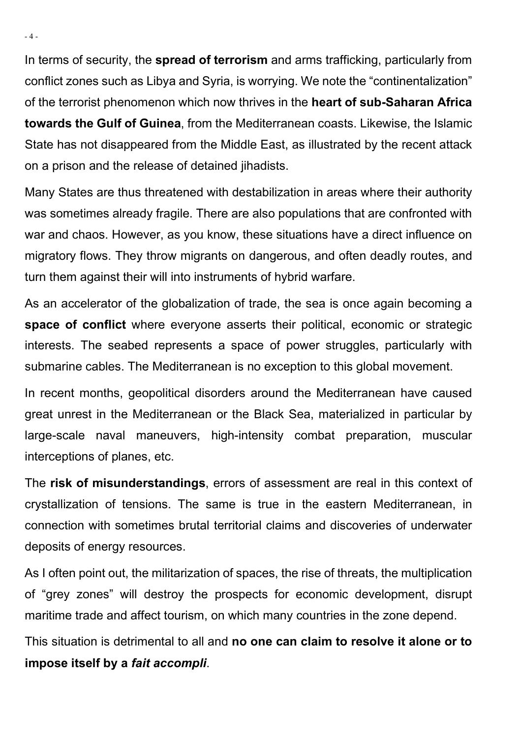In terms of security, the **spread of terrorism** and arms trafficking, particularly from conflict zones such as Libya and Syria, is worrying. We note the "continentalization" of the terrorist phenomenon which now thrives in the **heart of sub-Saharan Africa towards the Gulf of Guinea**, from the Mediterranean coasts. Likewise, the Islamic State has not disappeared from the Middle East, as illustrated by the recent attack on a prison and the release of detained jihadists.

Many States are thus threatened with destabilization in areas where their authority was sometimes already fragile. There are also populations that are confronted with war and chaos. However, as you know, these situations have a direct influence on migratory flows. They throw migrants on dangerous, and often deadly routes, and turn them against their will into instruments of hybrid warfare.

As an accelerator of the globalization of trade, the sea is once again becoming a **space of conflict** where everyone asserts their political, economic or strategic interests. The seabed represents a space of power struggles, particularly with submarine cables. The Mediterranean is no exception to this global movement.

In recent months, geopolitical disorders around the Mediterranean have caused great unrest in the Mediterranean or the Black Sea, materialized in particular by large-scale naval maneuvers, high-intensity combat preparation, muscular interceptions of planes, etc.

The **risk of misunderstandings**, errors of assessment are real in this context of crystallization of tensions. The same is true in the eastern Mediterranean, in connection with sometimes brutal territorial claims and discoveries of underwater deposits of energy resources.

As I often point out, the militarization of spaces, the rise of threats, the multiplication of "grey zones" will destroy the prospects for economic development, disrupt maritime trade and affect tourism, on which many countries in the zone depend.

This situation is detrimental to all and **no one can claim to resolve it alone or to impose itself by a *fait accompli***.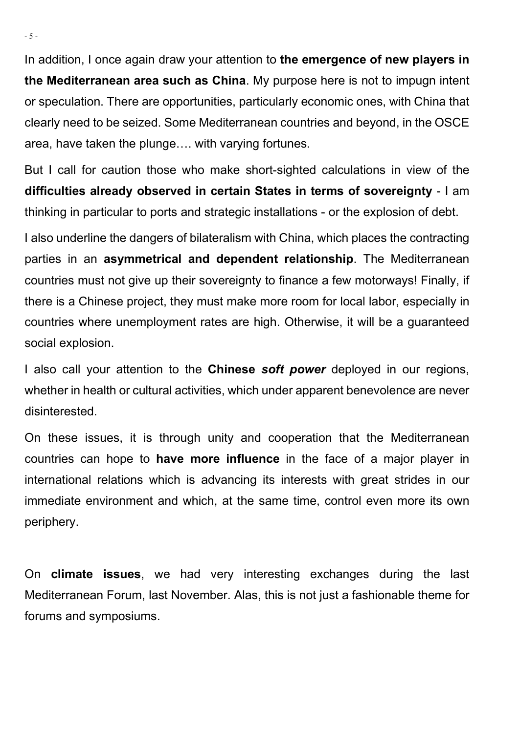In addition, I once again draw your attention to **the emergence of new players in the Mediterranean area such as China**. My purpose here is not to impugn intent or speculation. There are opportunities, particularly economic ones, with China that clearly need to be seized. Some Mediterranean countries and beyond, in the OSCE area, have taken the plunge…. with varying fortunes.

But I call for caution those who make short-sighted calculations in view of the **difficulties already observed in certain States in terms of sovereignty** - I am thinking in particular to ports and strategic installations - or the explosion of debt.

I also underline the dangers of bilateralism with China, which places the contracting parties in an **asymmetrical and dependent relationship**. The Mediterranean countries must not give up their sovereignty to finance a few motorways! Finally, if there is a Chinese project, they must make more room for local labor, especially in countries where unemployment rates are high. Otherwise, it will be a guaranteed social explosion.

I also call your attention to the **Chinese *soft power*** deployed in our regions, whether in health or cultural activities, which under apparent benevolence are never disinterested.

On these issues, it is through unity and cooperation that the Mediterranean countries can hope to **have more influence** in the face of a major player in international relations which is advancing its interests with great strides in our immediate environment and which, at the same time, control even more its own periphery.

On **climate issues**, we had very interesting exchanges during the last Mediterranean Forum, last November. Alas, this is not just a fashionable theme for forums and symposiums.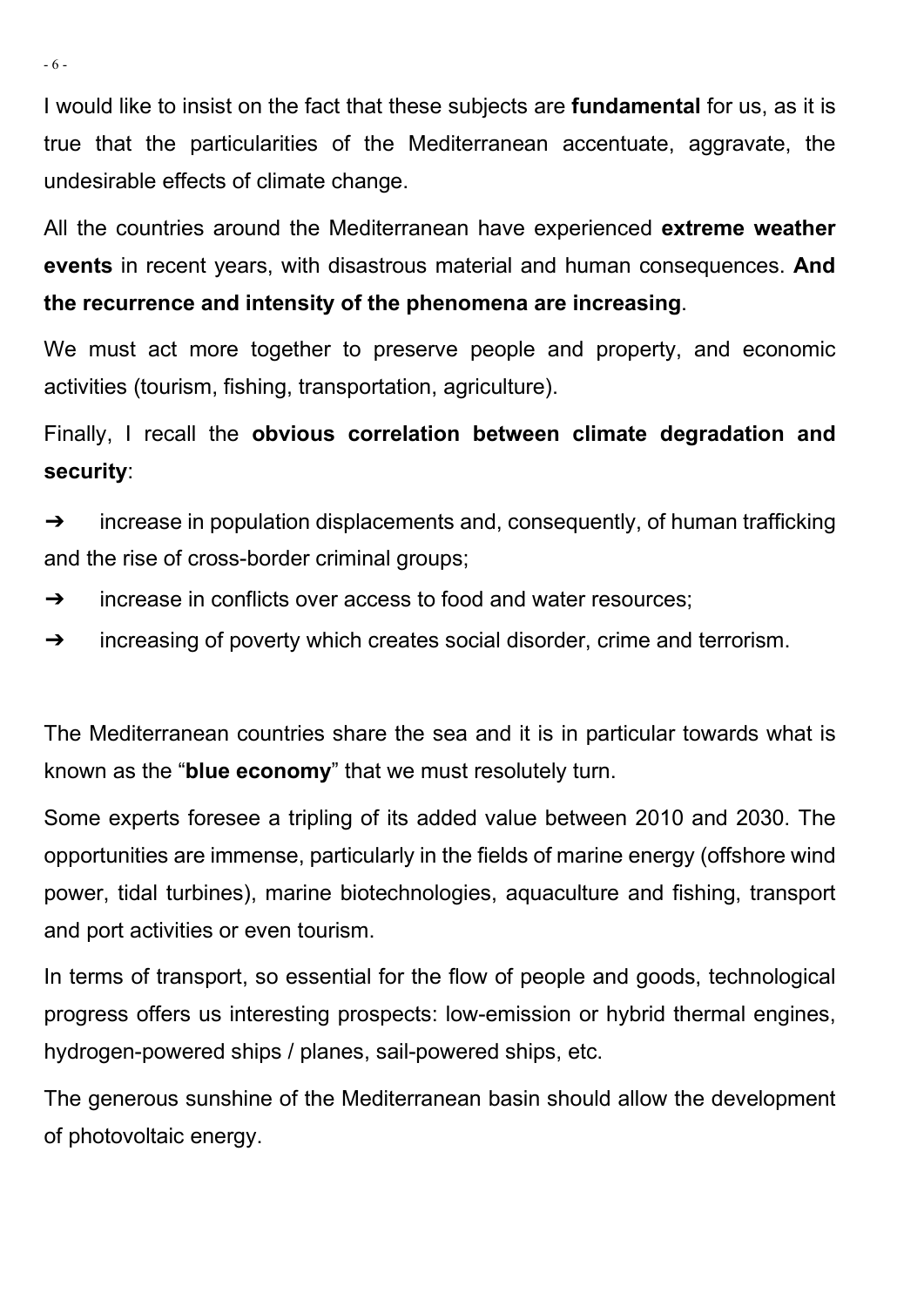I would like to insist on the fact that these subjects are **fundamental** for us, as it is true that the particularities of the Mediterranean accentuate, aggravate, the undesirable effects of climate change.

All the countries around the Mediterranean have experienced **extreme weather events** in recent years, with disastrous material and human consequences. **And the recurrence and intensity of the phenomena are increasing**.

We must act more together to preserve people and property, and economic activities (tourism, fishing, transportation, agriculture).

Finally, I recall the **obvious correlation between climate degradation and security**:

➔ increase in population displacements and, consequently, of human trafficking and the rise of cross-border criminal groups;

➔ increase in conflicts over access to food and water resources;

➔ increasing of poverty which creates social disorder, crime and terrorism.

The Mediterranean countries share the sea and it is in particular towards what is known as the "**blue economy**" that we must resolutely turn.

Some experts foresee a tripling of its added value between 2010 and 2030. The opportunities are immense, particularly in the fields of marine energy (offshore wind power, tidal turbines), marine biotechnologies, aquaculture and fishing, transport and port activities or even tourism.

In terms of transport, so essential for the flow of people and goods, technological progress offers us interesting prospects: low-emission or hybrid thermal engines, hydrogen-powered ships / planes, sail-powered ships, etc.

The generous sunshine of the Mediterranean basin should allow the development of photovoltaic energy.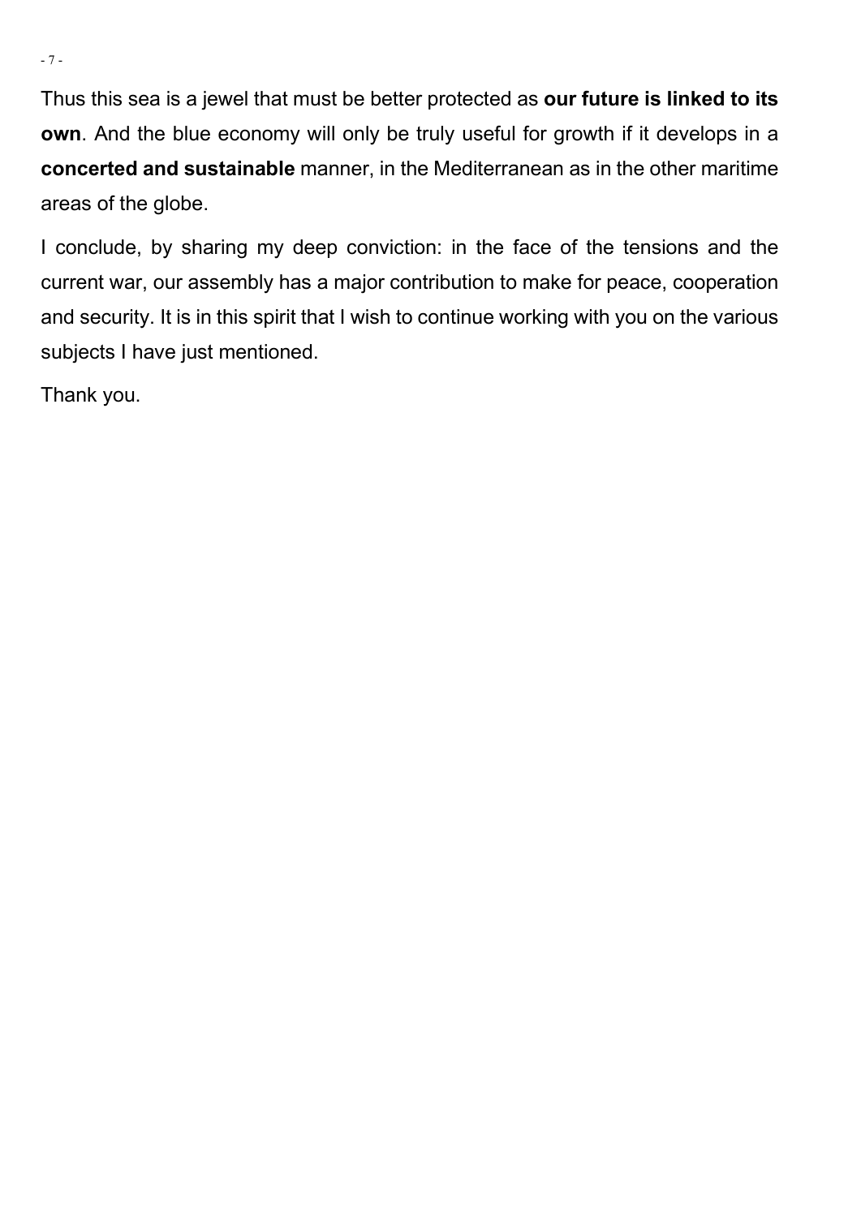Thus this sea is a jewel that must be better protected as **our future is linked to its own**. And the blue economy will only be truly useful for growth if it develops in a **concerted and sustainable** manner, in the Mediterranean as in the other maritime areas of the globe.

I conclude, by sharing my deep conviction: in the face of the tensions and the current war, our assembly has a major contribution to make for peace, cooperation and security. It is in this spirit that I wish to continue working with you on the various subjects I have just mentioned.

Thank you.